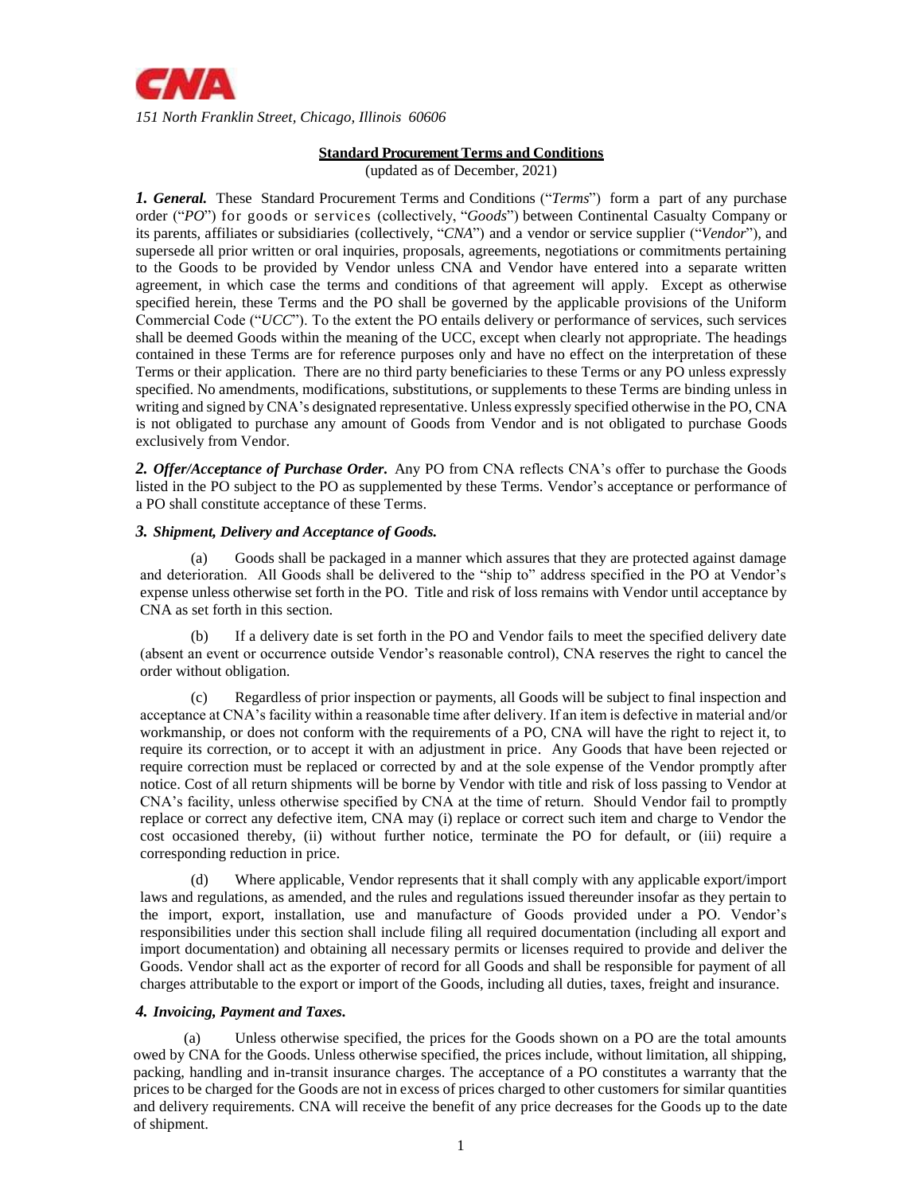CNA

*151 North Franklin Street, Chicago, Illinois 60606*

**Standard Procurement Terms and Conditions**

(updated as of December, 2021)

***1. General.*** These Standard Procurement Terms and Conditions ("*Terms*") form a part of any purchase order ("*PO*") for goods or services (collectively, "*Goods*") between Continental Casualty Company or its parents, affiliates or subsidiaries (collectively, "*CNA*") and a vendor or service supplier ("*Vendor*"), and supersede all prior written or oral inquiries, proposals, agreements, negotiations or commitments pertaining to the Goods to be provided by Vendor unless CNA and Vendor have entered into a separate written agreement, in which case the terms and conditions of that agreement will apply. Except as otherwise specified herein, these Terms and the PO shall be governed by the applicable provisions of the Uniform Commercial Code ("*UCC*"). To the extent the PO entails delivery or performance of services, such services shall be deemed Goods within the meaning of the UCC, except when clearly not appropriate. The headings contained in these Terms are for reference purposes only and have no effect on the interpretation of these Terms or their application. There are no third party beneficiaries to these Terms or any PO unless expressly specified. No amendments, modifications, substitutions, or supplements to these Terms are binding unless in writing and signed by CNA's designated representative. Unless expressly specified otherwise in the PO, CNA is not obligated to purchase any amount of Goods from Vendor and is not obligated to purchase Goods exclusively from Vendor.

***2. Offer/Acceptance of Purchase Order.*** Any PO from CNA reflects CNA's offer to purchase the Goods listed in the PO subject to the PO as supplemented by these Terms. Vendor's acceptance or performance of a PO shall constitute acceptance of these Terms.

***3. Shipment, Delivery and Acceptance of Goods.***

(a) Goods shall be packaged in a manner which assures that they are protected against damage and deterioration. All Goods shall be delivered to the "ship to" address specified in the PO at Vendor's expense unless otherwise set forth in the PO. Title and risk of loss remains with Vendor until acceptance by CNA as set forth in this section.

(b) If a delivery date is set forth in the PO and Vendor fails to meet the specified delivery date (absent an event or occurrence outside Vendor's reasonable control), CNA reserves the right to cancel the order without obligation.

(c) Regardless of prior inspection or payments, all Goods will be subject to final inspection and acceptance at CNA's facility within a reasonable time after delivery. If an item is defective in material and/or workmanship, or does not conform with the requirements of a PO, CNA will have the right to reject it, to require its correction, or to accept it with an adjustment in price. Any Goods that have been rejected or require correction must be replaced or corrected by and at the sole expense of the Vendor promptly after notice. Cost of all return shipments will be borne by Vendor with title and risk of loss passing to Vendor at CNA's facility, unless otherwise specified by CNA at the time of return. Should Vendor fail to promptly replace or correct any defective item, CNA may (i) replace or correct such item and charge to Vendor the cost occasioned thereby, (ii) without further notice, terminate the PO for default, or (iii) require a corresponding reduction in price.

(d) Where applicable, Vendor represents that it shall comply with any applicable export/import laws and regulations, as amended, and the rules and regulations issued thereunder insofar as they pertain to the import, export, installation, use and manufacture of Goods provided under a PO. Vendor's responsibilities under this section shall include filing all required documentation (including all export and import documentation) and obtaining all necessary permits or licenses required to provide and deliver the Goods. Vendor shall act as the exporter of record for all Goods and shall be responsible for payment of all charges attributable to the export or import of the Goods, including all duties, taxes, freight and insurance.

***4. Invoicing, Payment and Taxes.***

(a) Unless otherwise specified, the prices for the Goods shown on a PO are the total amounts owed by CNA for the Goods. Unless otherwise specified, the prices include, without limitation, all shipping, packing, handling and in-transit insurance charges. The acceptance of a PO constitutes a warranty that the prices to be charged for the Goods are not in excess of prices charged to other customers for similar quantities and delivery requirements. CNA will receive the benefit of any price decreases for the Goods up to the date of shipment.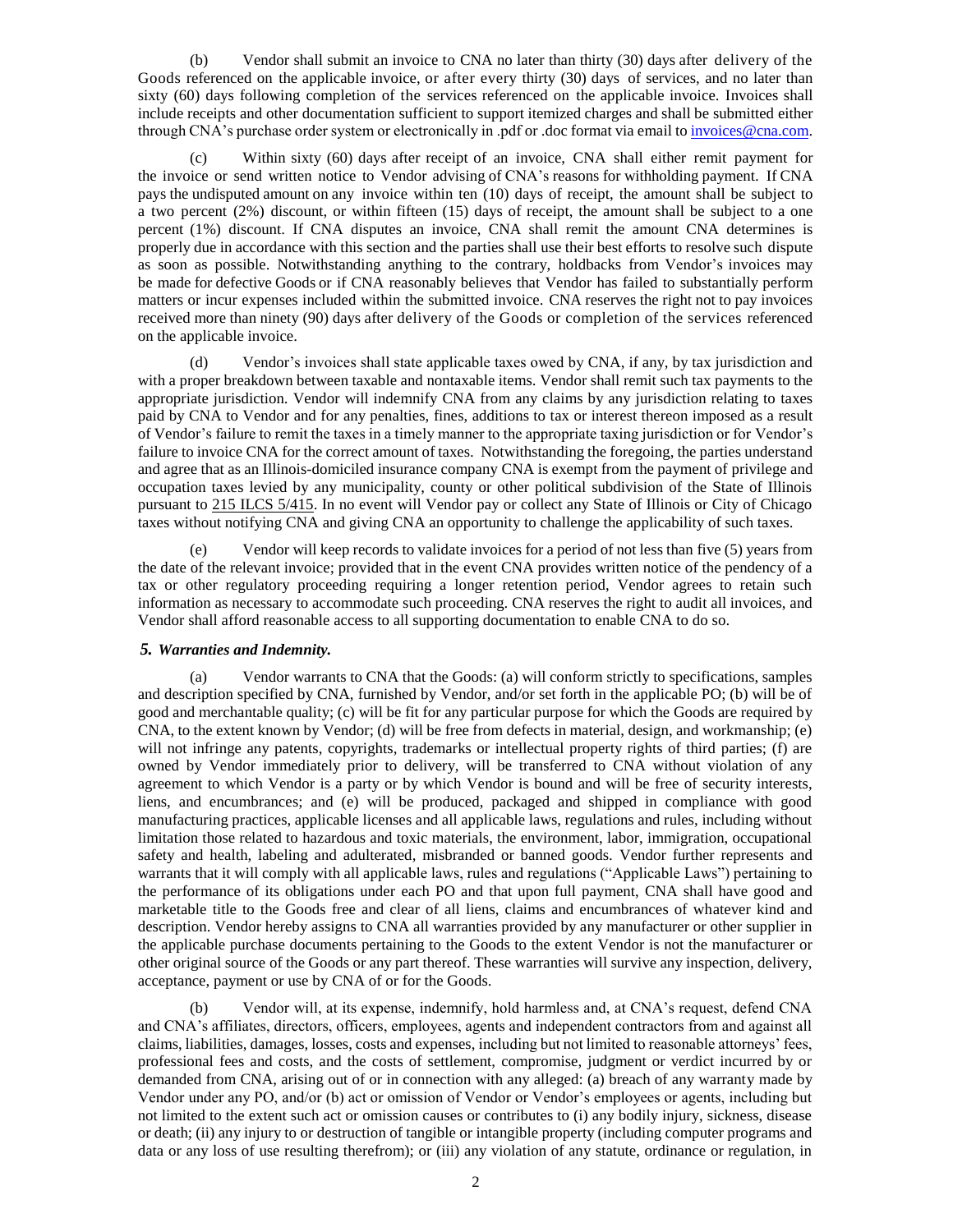(b) Vendor shall submit an invoice to CNA no later than thirty (30) days after delivery of the Goods referenced on the applicable invoice, or after every thirty (30) days of services, and no later than sixty (60) days following completion of the services referenced on the applicable invoice. Invoices shall include receipts and other documentation sufficient to support itemized charges and shall be submitted either through CNA's purchase order system or electronically in .pdf or .doc format via email to invoices@cna.com.

(c) Within sixty (60) days after receipt of an invoice, CNA shall either remit payment for the invoice or send written notice to Vendor advising of CNA's reasons for withholding payment. If CNA pays the undisputed amount on any invoice within ten (10) days of receipt, the amount shall be subject to a two percent (2%) discount, or within fifteen (15) days of receipt, the amount shall be subject to a one percent (1%) discount. If CNA disputes an invoice, CNA shall remit the amount CNA determines is properly due in accordance with this section and the parties shall use their best efforts to resolve such dispute as soon as possible. Notwithstanding anything to the contrary, holdbacks from Vendor's invoices may be made for defective Goods or if CNA reasonably believes that Vendor has failed to substantially perform matters or incur expenses included within the submitted invoice. CNA reserves the right not to pay invoices received more than ninety (90) days after delivery of the Goods or completion of the services referenced on the applicable invoice.

(d) Vendor's invoices shall state applicable taxes owed by CNA, if any, by tax jurisdiction and with a proper breakdown between taxable and nontaxable items. Vendor shall remit such tax payments to the appropriate jurisdiction. Vendor will indemnify CNA from any claims by any jurisdiction relating to taxes paid by CNA to Vendor and for any penalties, fines, additions to tax or interest thereon imposed as a result of Vendor's failure to remit the taxes in a timely manner to the appropriate taxing jurisdiction or for Vendor's failure to invoice CNA for the correct amount of taxes. Notwithstanding the foregoing, the parties understand and agree that as an Illinois-domiciled insurance company CNA is exempt from the payment of privilege and occupation taxes levied by any municipality, county or other political subdivision of the State of Illinois pursuant to 215 ILCS 5/415. In no event will Vendor pay or collect any State of Illinois or City of Chicago taxes without notifying CNA and giving CNA an opportunity to challenge the applicability of such taxes.

(e) Vendor will keep records to validate invoices for a period of not less than five (5) years from the date of the relevant invoice; provided that in the event CNA provides written notice of the pendency of a tax or other regulatory proceeding requiring a longer retention period, Vendor agrees to retain such information as necessary to accommodate such proceeding. CNA reserves the right to audit all invoices, and Vendor shall afford reasonable access to all supporting documentation to enable CNA to do so.

### *5. Warranties and Indemnity.*

(a) Vendor warrants to CNA that the Goods: (a) will conform strictly to specifications, samples and description specified by CNA, furnished by Vendor, and/or set forth in the applicable PO; (b) will be of good and merchantable quality; (c) will be fit for any particular purpose for which the Goods are required by CNA, to the extent known by Vendor; (d) will be free from defects in material, design, and workmanship; (e) will not infringe any patents, copyrights, trademarks or intellectual property rights of third parties; (f) are owned by Vendor immediately prior to delivery, will be transferred to CNA without violation of any agreement to which Vendor is a party or by which Vendor is bound and will be free of security interests, liens, and encumbrances; and (e) will be produced, packaged and shipped in compliance with good manufacturing practices, applicable licenses and all applicable laws, regulations and rules, including without limitation those related to hazardous and toxic materials, the environment, labor, immigration, occupational safety and health, labeling and adulterated, misbranded or banned goods. Vendor further represents and warrants that it will comply with all applicable laws, rules and regulations ("Applicable Laws") pertaining to the performance of its obligations under each PO and that upon full payment, CNA shall have good and marketable title to the Goods free and clear of all liens, claims and encumbrances of whatever kind and description. Vendor hereby assigns to CNA all warranties provided by any manufacturer or other supplier in the applicable purchase documents pertaining to the Goods to the extent Vendor is not the manufacturer or other original source of the Goods or any part thereof. These warranties will survive any inspection, delivery, acceptance, payment or use by CNA of or for the Goods.

(b) Vendor will, at its expense, indemnify, hold harmless and, at CNA's request, defend CNA and CNA's affiliates, directors, officers, employees, agents and independent contractors from and against all claims, liabilities, damages, losses, costs and expenses, including but not limited to reasonable attorneys' fees, professional fees and costs, and the costs of settlement, compromise, judgment or verdict incurred by or demanded from CNA, arising out of or in connection with any alleged: (a) breach of any warranty made by Vendor under any PO, and/or (b) act or omission of Vendor or Vendor's employees or agents, including but not limited to the extent such act or omission causes or contributes to (i) any bodily injury, sickness, disease or death; (ii) any injury to or destruction of tangible or intangible property (including computer programs and data or any loss of use resulting therefrom); or (iii) any violation of any statute, ordinance or regulation, in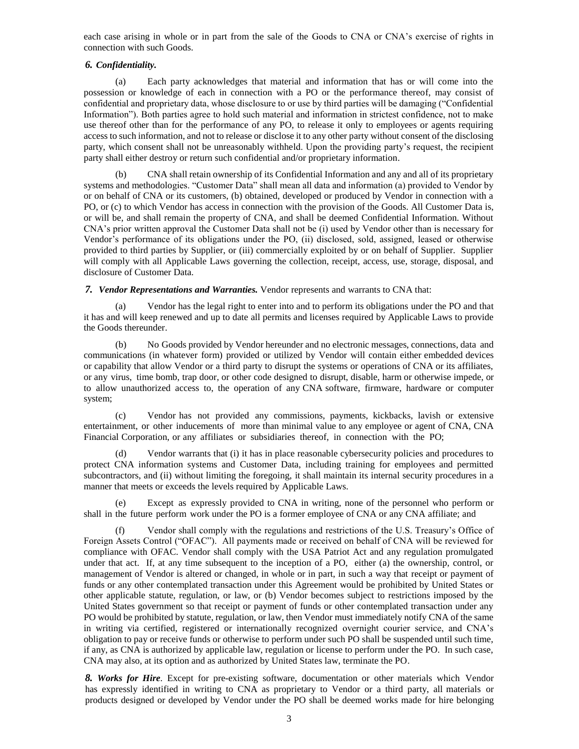each case arising in whole or in part from the sale of the Goods to CNA or CNA's exercise of rights in connection with such Goods.

***6. Confidentiality.***

(a) Each party acknowledges that material and information that has or will come into the possession or knowledge of each in connection with a PO or the performance thereof, may consist of confidential and proprietary data, whose disclosure to or use by third parties will be damaging ("Confidential Information"). Both parties agree to hold such material and information in strictest confidence, not to make use thereof other than for the performance of any PO, to release it only to employees or agents requiring access to such information, and not to release or disclose it to any other party without consent of the disclosing party, which consent shall not be unreasonably withheld. Upon the providing party's request, the recipient party shall either destroy or return such confidential and/or proprietary information.

(b) CNA shall retain ownership of its Confidential Information and any and all of its proprietary systems and methodologies. "Customer Data" shall mean all data and information (a) provided to Vendor by or on behalf of CNA or its customers, (b) obtained, developed or produced by Vendor in connection with a PO, or (c) to which Vendor has access in connection with the provision of the Goods. All Customer Data is, or will be, and shall remain the property of CNA, and shall be deemed Confidential Information. Without CNA's prior written approval the Customer Data shall not be (i) used by Vendor other than is necessary for Vendor's performance of its obligations under the PO, (ii) disclosed, sold, assigned, leased or otherwise provided to third parties by Supplier, or (iii) commercially exploited by or on behalf of Supplier. Supplier will comply with all Applicable Laws governing the collection, receipt, access, use, storage, disposal, and disclosure of Customer Data.

***7. Vendor Representations and Warranties.*** Vendor represents and warrants to CNA that:

(a) Vendor has the legal right to enter into and to perform its obligations under the PO and that it has and will keep renewed and up to date all permits and licenses required by Applicable Laws to provide the Goods thereunder.

(b) No Goods provided by Vendor hereunder and no electronic messages, connections, data and communications (in whatever form) provided or utilized by Vendor will contain either embedded devices or capability that allow Vendor or a third party to disrupt the systems or operations of CNA or its affiliates, or any virus, time bomb, trap door, or other code designed to disrupt, disable, harm or otherwise impede, or to allow unauthorized access to, the operation of any CNA software, firmware, hardware or computer system;

(c) Vendor has not provided any commissions, payments, kickbacks, lavish or extensive entertainment, or other inducements of more than minimal value to any employee or agent of CNA, CNA Financial Corporation, or any affiliates or subsidiaries thereof, in connection with the PO;

(d) Vendor warrants that (i) it has in place reasonable cybersecurity policies and procedures to protect CNA information systems and Customer Data, including training for employees and permitted subcontractors, and (ii) without limiting the foregoing, it shall maintain its internal security procedures in a manner that meets or exceeds the levels required by Applicable Laws.

(e) Except as expressly provided to CNA in writing, none of the personnel who perform or shall in the future perform work under the PO is a former employee of CNA or any CNA affiliate; and

(f) Vendor shall comply with the regulations and restrictions of the U.S. Treasury's Office of Foreign Assets Control ("OFAC"). All payments made or received on behalf of CNA will be reviewed for compliance with OFAC. Vendor shall comply with the USA Patriot Act and any regulation promulgated under that act. If, at any time subsequent to the inception of a PO, either (a) the ownership, control, or management of Vendor is altered or changed, in whole or in part, in such a way that receipt or payment of funds or any other contemplated transaction under this Agreement would be prohibited by United States or other applicable statute, regulation, or law, or (b) Vendor becomes subject to restrictions imposed by the United States government so that receipt or payment of funds or other contemplated transaction under any PO would be prohibited by statute, regulation, or law, then Vendor must immediately notify CNA of the same in writing via certified, registered or internationally recognized overnight courier service, and CNA's obligation to pay or receive funds or otherwise to perform under such PO shall be suspended until such time, if any, as CNA is authorized by applicable law, regulation or license to perform under the PO. In such case, CNA may also, at its option and as authorized by United States law, terminate the PO.

***8. Works for Hire***. Except for pre-existing software, documentation or other materials which Vendor has expressly identified in writing to CNA as proprietary to Vendor or a third party, all materials or products designed or developed by Vendor under the PO shall be deemed works made for hire belonging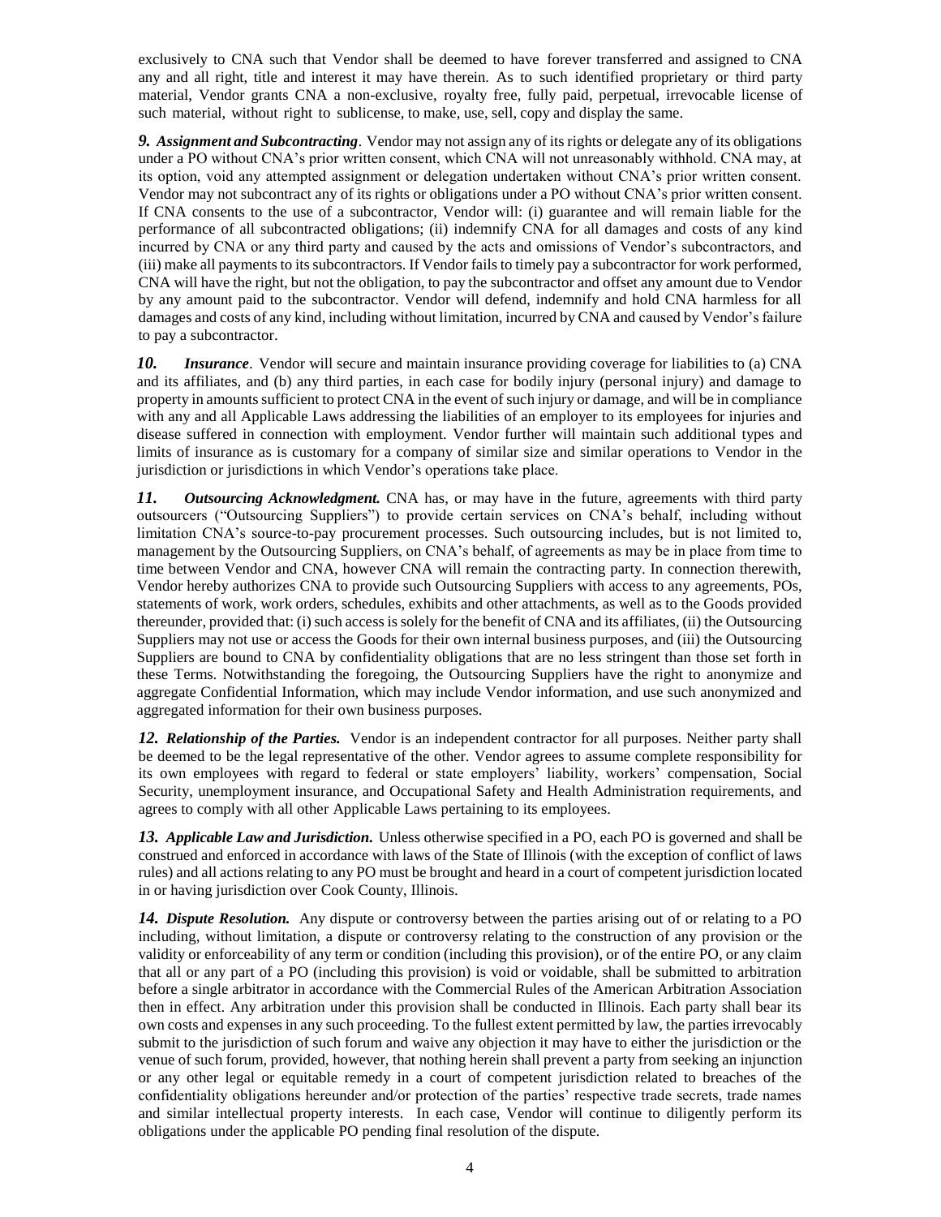exclusively to CNA such that Vendor shall be deemed to have forever transferred and assigned to CNA any and all right, title and interest it may have therein. As to such identified proprietary or third party material, Vendor grants CNA a non-exclusive, royalty free, fully paid, perpetual, irrevocable license of such material, without right to sublicense, to make, use, sell, copy and display the same.

***9. Assignment and Subcontracting***. Vendor may not assign any of its rights or delegate any of its obligations under a PO without CNA's prior written consent, which CNA will not unreasonably withhold. CNA may, at its option, void any attempted assignment or delegation undertaken without CNA's prior written consent. Vendor may not subcontract any of its rights or obligations under a PO without CNA's prior written consent. If CNA consents to the use of a subcontractor, Vendor will: (i) guarantee and will remain liable for the performance of all subcontracted obligations; (ii) indemnify CNA for all damages and costs of any kind incurred by CNA or any third party and caused by the acts and omissions of Vendor's subcontractors, and (iii) make all payments to its subcontractors. If Vendor fails to timely pay a subcontractor for work performed, CNA will have the right, but not the obligation, to pay the subcontractor and offset any amount due to Vendor by any amount paid to the subcontractor. Vendor will defend, indemnify and hold CNA harmless for all damages and costs of any kind, including without limitation, incurred by CNA and caused by Vendor's failure to pay a subcontractor.

***10. Insurance***. Vendor will secure and maintain insurance providing coverage for liabilities to (a) CNA and its affiliates, and (b) any third parties, in each case for bodily injury (personal injury) and damage to property in amounts sufficient to protect CNA in the event of such injury or damage, and will be in compliance with any and all Applicable Laws addressing the liabilities of an employer to its employees for injuries and disease suffered in connection with employment. Vendor further will maintain such additional types and limits of insurance as is customary for a company of similar size and similar operations to Vendor in the jurisdiction or jurisdictions in which Vendor's operations take place.

***11. Outsourcing Acknowledgment.*** CNA has, or may have in the future, agreements with third party outsourcers ("Outsourcing Suppliers") to provide certain services on CNA's behalf, including without limitation CNA's source-to-pay procurement processes. Such outsourcing includes, but is not limited to, management by the Outsourcing Suppliers, on CNA's behalf, of agreements as may be in place from time to time between Vendor and CNA, however CNA will remain the contracting party. In connection therewith, Vendor hereby authorizes CNA to provide such Outsourcing Suppliers with access to any agreements, POs, statements of work, work orders, schedules, exhibits and other attachments, as well as to the Goods provided thereunder, provided that: (i) such access is solely for the benefit of CNA and its affiliates, (ii) the Outsourcing Suppliers may not use or access the Goods for their own internal business purposes, and (iii) the Outsourcing Suppliers are bound to CNA by confidentiality obligations that are no less stringent than those set forth in these Terms. Notwithstanding the foregoing, the Outsourcing Suppliers have the right to anonymize and aggregate Confidential Information, which may include Vendor information, and use such anonymized and aggregated information for their own business purposes.

***12. Relationship of the Parties.*** Vendor is an independent contractor for all purposes. Neither party shall be deemed to be the legal representative of the other. Vendor agrees to assume complete responsibility for its own employees with regard to federal or state employers' liability, workers' compensation, Social Security, unemployment insurance, and Occupational Safety and Health Administration requirements, and agrees to comply with all other Applicable Laws pertaining to its employees.

***13. Applicable Law and Jurisdiction.*** Unless otherwise specified in a PO, each PO is governed and shall be construed and enforced in accordance with laws of the State of Illinois (with the exception of conflict of laws rules) and all actions relating to any PO must be brought and heard in a court of competent jurisdiction located in or having jurisdiction over Cook County, Illinois.

***14. Dispute Resolution.*** Any dispute or controversy between the parties arising out of or relating to a PO including, without limitation, a dispute or controversy relating to the construction of any provision or the validity or enforceability of any term or condition (including this provision), or of the entire PO, or any claim that all or any part of a PO (including this provision) is void or voidable, shall be submitted to arbitration before a single arbitrator in accordance with the Commercial Rules of the American Arbitration Association then in effect. Any arbitration under this provision shall be conducted in Illinois. Each party shall bear its own costs and expenses in any such proceeding. To the fullest extent permitted by law, the parties irrevocably submit to the jurisdiction of such forum and waive any objection it may have to either the jurisdiction or the venue of such forum, provided, however, that nothing herein shall prevent a party from seeking an injunction or any other legal or equitable remedy in a court of competent jurisdiction related to breaches of the confidentiality obligations hereunder and/or protection of the parties' respective trade secrets, trade names and similar intellectual property interests. In each case, Vendor will continue to diligently perform its obligations under the applicable PO pending final resolution of the dispute.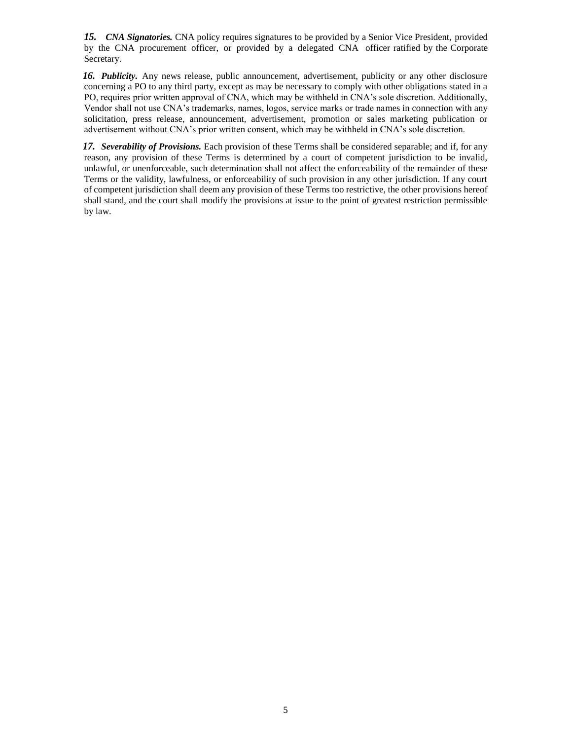***15. CNA Signatories.*** CNA policy requires signatures to be provided by a Senior Vice President, provided by the CNA procurement officer, or provided by a delegated CNA officer ratified by the Corporate Secretary.

***16. Publicity.*** Any news release, public announcement, advertisement, publicity or any other disclosure concerning a PO to any third party, except as may be necessary to comply with other obligations stated in a PO, requires prior written approval of CNA, which may be withheld in CNA's sole discretion. Additionally, Vendor shall not use CNA's trademarks, names, logos, service marks or trade names in connection with any solicitation, press release, announcement, advertisement, promotion or sales marketing publication or advertisement without CNA's prior written consent, which may be withheld in CNA's sole discretion.

***17. Severability of Provisions.*** Each provision of these Terms shall be considered separable; and if, for any reason, any provision of these Terms is determined by a court of competent jurisdiction to be invalid, unlawful, or unenforceable, such determination shall not affect the enforceability of the remainder of these Terms or the validity, lawfulness, or enforceability of such provision in any other jurisdiction. If any court of competent jurisdiction shall deem any provision of these Terms too restrictive, the other provisions hereof shall stand, and the court shall modify the provisions at issue to the point of greatest restriction permissible by law.